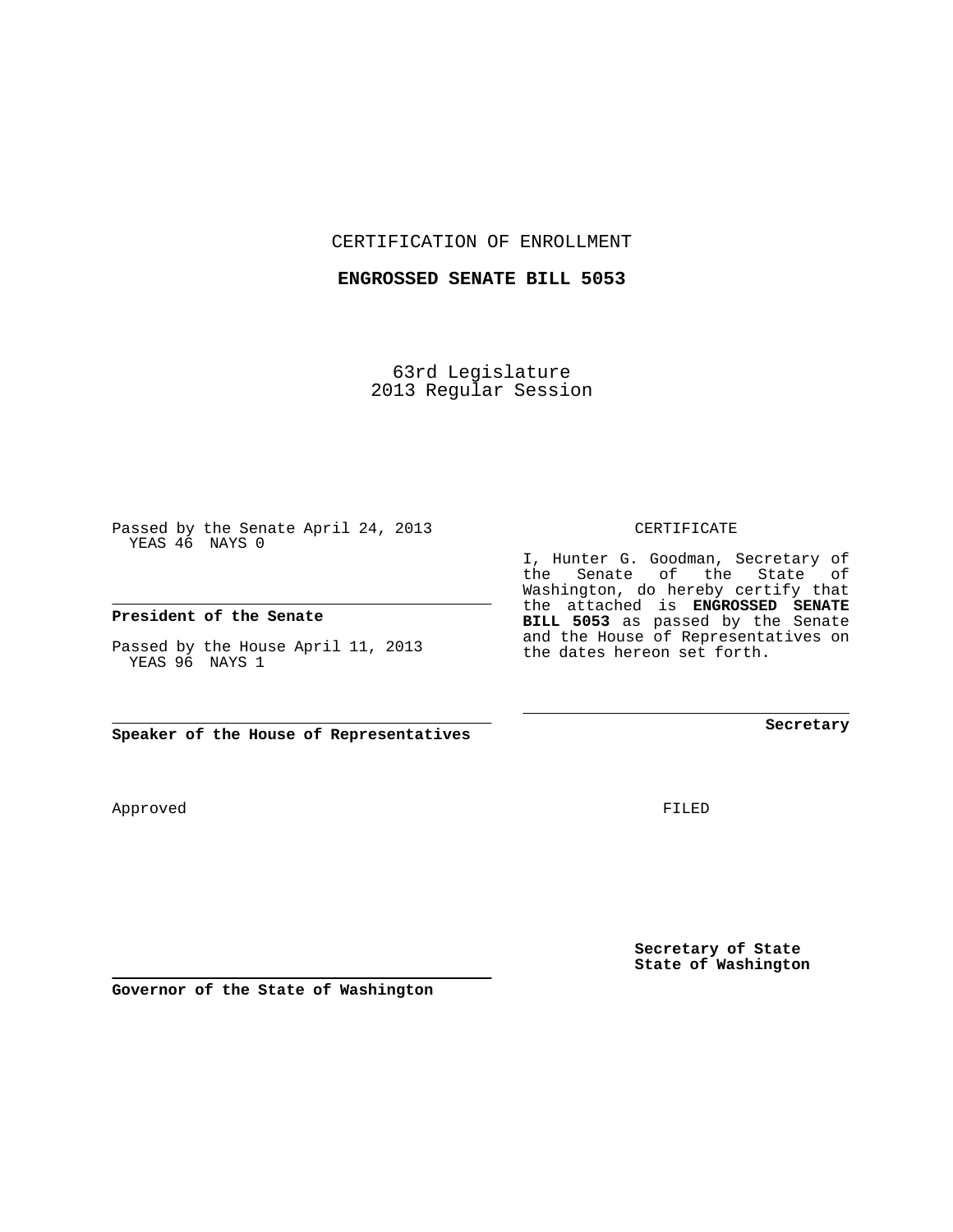CERTIFICATION OF ENROLLMENT

**ENGROSSED SENATE BILL 5053**

63rd Legislature
2013 Regular Session

Passed by the Senate April 24, 2013
YEAS 46 NAYS 0

**President of the Senate**

Passed by the House April 11, 2013
YEAS 96 NAYS 1

**Speaker of the House of Representatives**

CERTIFICATE

I, Hunter G. Goodman, Secretary of the Senate of the State of Washington, do hereby certify that the attached is **ENGROSSED SENATE BILL 5053** as passed by the Senate and the House of Representatives on the dates hereon set forth.

**Secretary**

Approved

FILED

**Secretary of State**
**State of Washington**

**Governor of the State of Washington**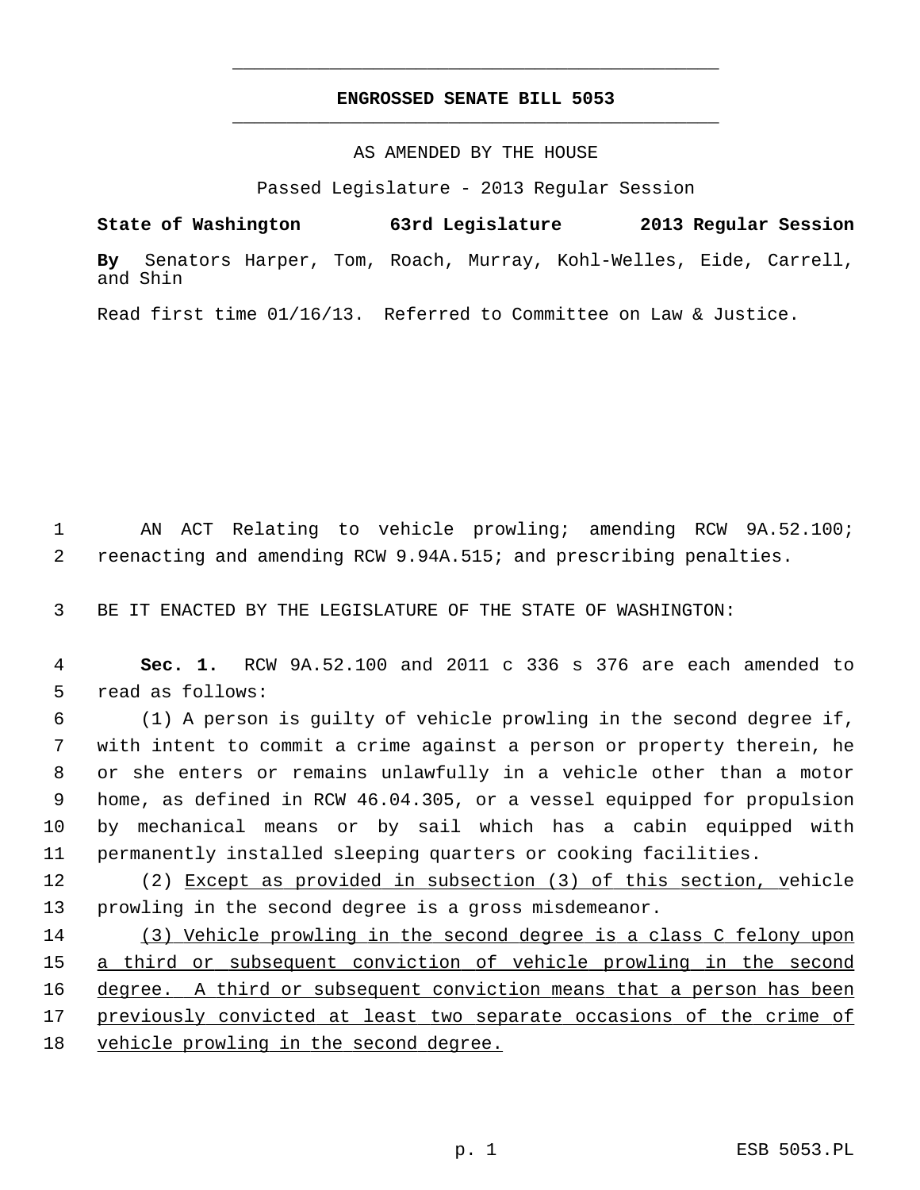# ENGROSSED SENATE BILL 5053

AS AMENDED BY THE HOUSE

Passed Legislature - 2013 Regular Session

**State of Washington 63rd Legislature 2013 Regular Session**

**By** Senators Harper, Tom, Roach, Murray, Kohl-Welles, Eide, Carrell, and Shin

Read first time 01/16/13. Referred to Committee on Law & Justice.

AN ACT Relating to vehicle prowling; amending RCW 9A.52.100; reenacting and amending RCW 9.94A.515; and prescribing penalties.

BE IT ENACTED BY THE LEGISLATURE OF THE STATE OF WASHINGTON:

**Sec. 1.** RCW 9A.52.100 and 2011 c 336 s 376 are each amended to read as follows:

(1) A person is guilty of vehicle prowling in the second degree if, with intent to commit a crime against a person or property therein, he or she enters or remains unlawfully in a vehicle other than a motor home, as defined in RCW 46.04.305, or a vessel equipped for propulsion by mechanical means or by sail which has a cabin equipped with permanently installed sleeping quarters or cooking facilities.

(2) <u>Except as provided in subsection (3) of this section, v</u>ehicle prowling in the second degree is a gross misdemeanor.

<u>(3) Vehicle prowling in the second degree is a class C felony upon a third or subsequent conviction of vehicle prowling in the second degree. A third or subsequent conviction means that a person has been previously convicted at least two separate occasions of the crime of vehicle prowling in the second degree.</u>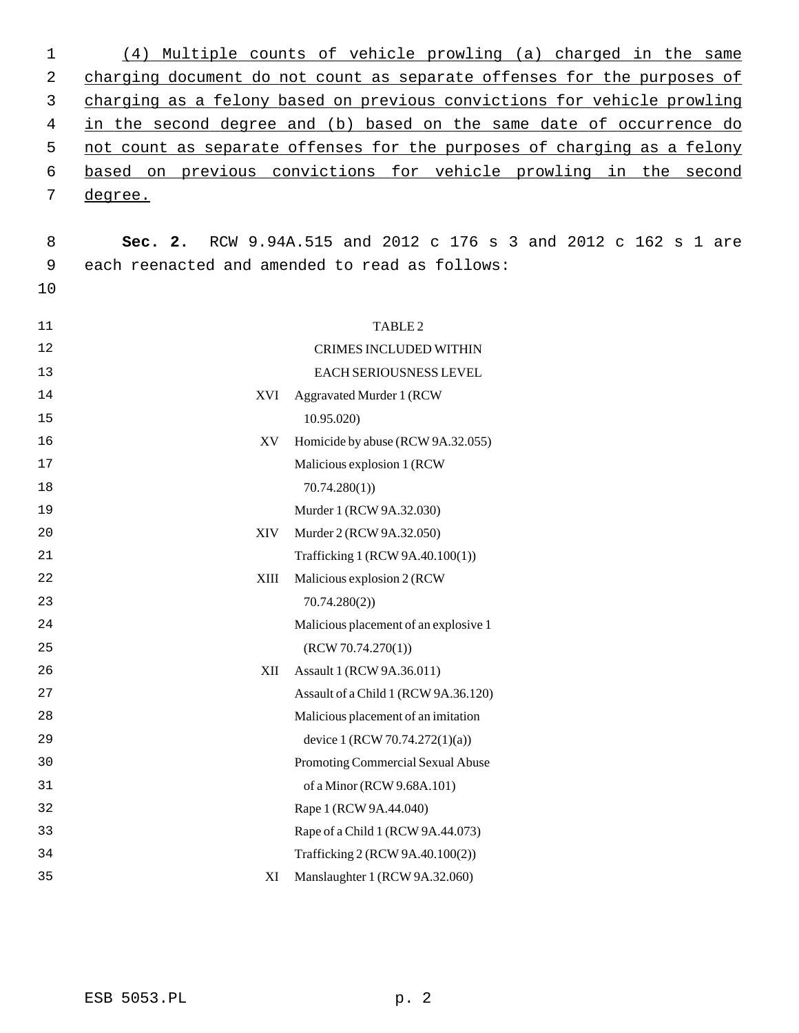(4) Multiple counts of vehicle prowling (a) charged in the same charging document do not count as separate offenses for the purposes of charging as a felony based on previous convictions for vehicle prowling in the second degree and (b) based on the same date of occurrence do not count as separate offenses for the purposes of charging as a felony based on previous convictions for vehicle prowling in the second degree.

**Sec. 2.** RCW 9.94A.515 and 2012 c 176 s 3 and 2012 c 162 s 1 are each reenacted and amended to read as follows:

TABLE 2

CRIMES INCLUDED WITHIN EACH SERIOUSNESS LEVEL

| Level | Crime |
|---|---|
| XVI | Aggravated Murder 1 (RCW 10.95.020) |
| XV | Homicide by abuse (RCW 9A.32.055) |
| | Malicious explosion 1 (RCW 70.74.280(1)) |
| | Murder 1 (RCW 9A.32.030) |
| XIV | Murder 2 (RCW 9A.32.050) |
| | Trafficking 1 (RCW 9A.40.100(1)) |
| XIII | Malicious explosion 2 (RCW 70.74.280(2)) |
| | Malicious placement of an explosive 1 (RCW 70.74.270(1)) |
| XII | Assault 1 (RCW 9A.36.011) |
| | Assault of a Child 1 (RCW 9A.36.120) |
| | Malicious placement of an imitation device 1 (RCW 70.74.272(1)(a)) |
| | Promoting Commercial Sexual Abuse of a Minor (RCW 9.68A.101) |
| | Rape 1 (RCW 9A.44.040) |
| | Rape of a Child 1 (RCW 9A.44.073) |
| | Trafficking 2 (RCW 9A.40.100(2)) |
| XI | Manslaughter 1 (RCW 9A.32.060) |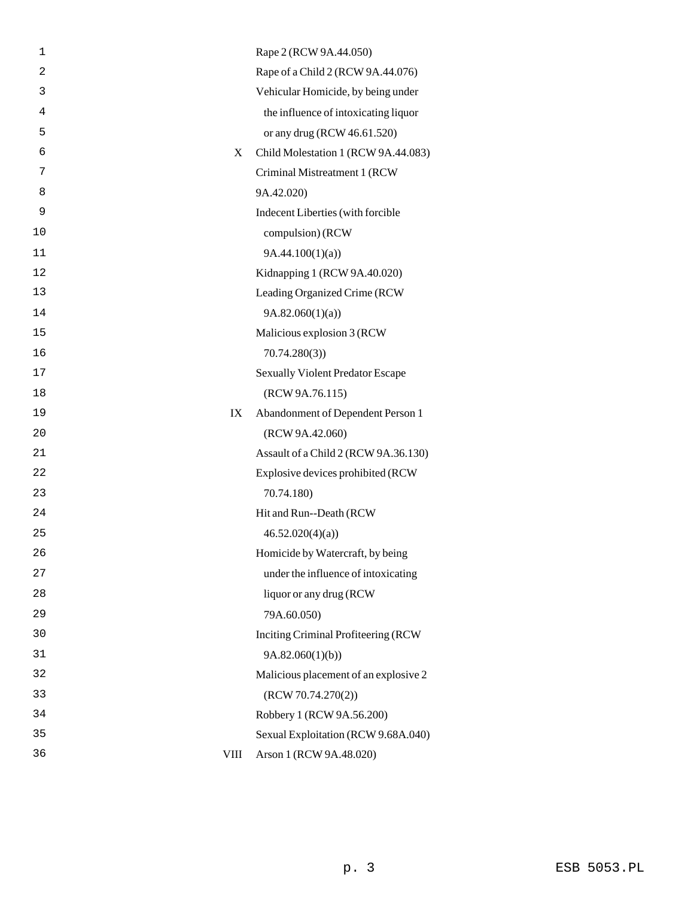| | |
|---|---|
| | Rape 2 (RCW 9A.44.050) |
| | Rape of a Child 2 (RCW 9A.44.076) |
| | Vehicular Homicide, by being under the influence of intoxicating liquor or any drug (RCW 46.61.520) |
| X | Child Molestation 1 (RCW 9A.44.083) |
| | Criminal Mistreatment 1 (RCW 9A.42.020) |
| | Indecent Liberties (with forcible compulsion) (RCW 9A.44.100(1)(a)) |
| | Kidnapping 1 (RCW 9A.40.020) |
| | Leading Organized Crime (RCW 9A.82.060(1)(a)) |
| | Malicious explosion 3 (RCW 70.74.280(3)) |
| | Sexually Violent Predator Escape (RCW 9A.76.115) |
| IX | Abandonment of Dependent Person 1 (RCW 9A.42.060) |
| | Assault of a Child 2 (RCW 9A.36.130) |
| | Explosive devices prohibited (RCW 70.74.180) |
| | Hit and Run--Death (RCW 46.52.020(4)(a)) |
| | Homicide by Watercraft, by being under the influence of intoxicating liquor or any drug (RCW 79A.60.050) |
| | Inciting Criminal Profiteering (RCW 9A.82.060(1)(b)) |
| | Malicious placement of an explosive 2 (RCW 70.74.270(2)) |
| | Robbery 1 (RCW 9A.56.200) |
| | Sexual Exploitation (RCW 9.68A.040) |
| VIII | Arson 1 (RCW 9A.48.020) |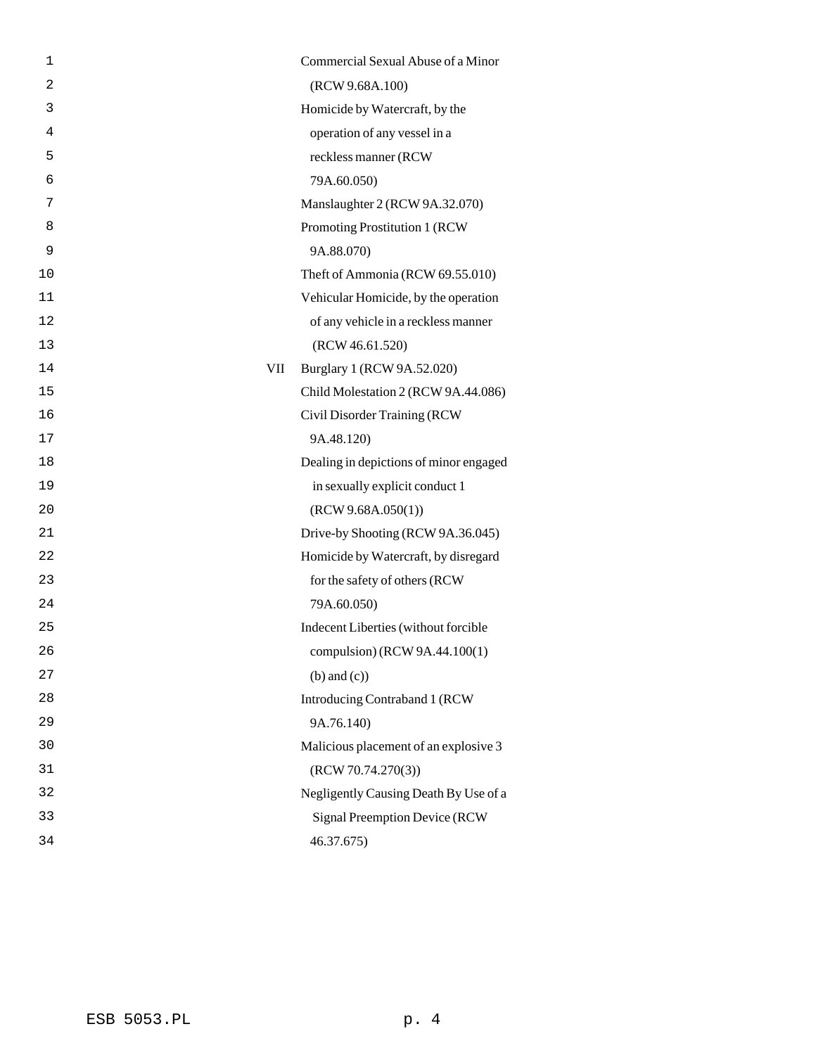| | |
|---|---|
| | Commercial Sexual Abuse of a Minor (RCW 9.68A.100) |
| | Homicide by Watercraft, by the operation of any vessel in a reckless manner (RCW 79A.60.050) |
| | Manslaughter 2 (RCW 9A.32.070) |
| | Promoting Prostitution 1 (RCW 9A.88.070) |
| | Theft of Ammonia (RCW 69.55.010) |
| | Vehicular Homicide, by the operation of any vehicle in a reckless manner (RCW 46.61.520) |
| VII | Burglary 1 (RCW 9A.52.020) |
| | Child Molestation 2 (RCW 9A.44.086) |
| | Civil Disorder Training (RCW 9A.48.120) |
| | Dealing in depictions of minor engaged in sexually explicit conduct 1 (RCW 9.68A.050(1)) |
| | Drive-by Shooting (RCW 9A.36.045) |
| | Homicide by Watercraft, by disregard for the safety of others (RCW 79A.60.050) |
| | Indecent Liberties (without forcible compulsion) (RCW 9A.44.100(1) (b) and (c)) |
| | Introducing Contraband 1 (RCW 9A.76.140) |
| | Malicious placement of an explosive 3 (RCW 70.74.270(3)) |
| | Negligently Causing Death By Use of a Signal Preemption Device (RCW 46.37.675) |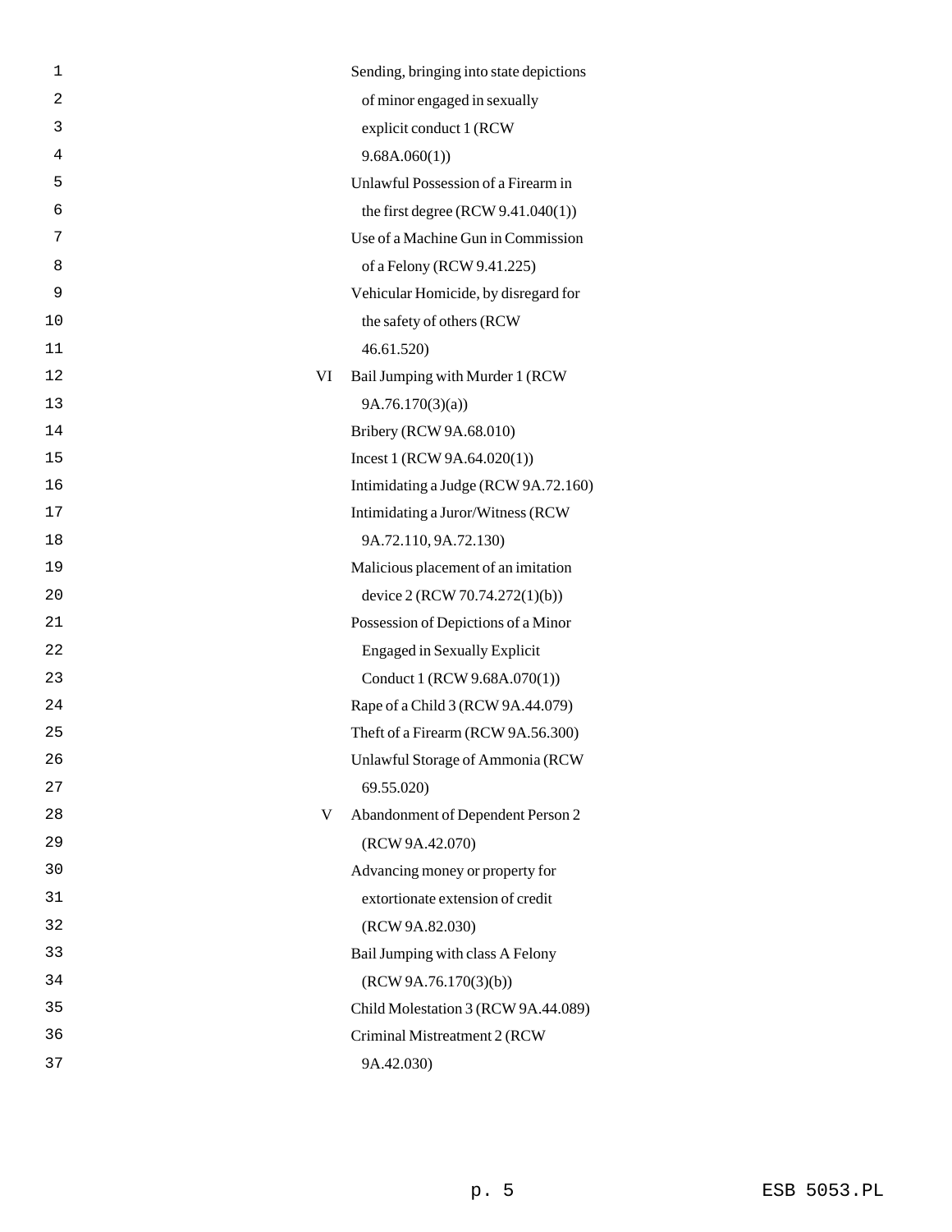| | |
|---|---|
| | Sending, bringing into state depictions of minor engaged in sexually explicit conduct 1 (RCW 9.68A.060(1)) |
| | Unlawful Possession of a Firearm in the first degree (RCW 9.41.040(1)) |
| | Use of a Machine Gun in Commission of a Felony (RCW 9.41.225) |
| | Vehicular Homicide, by disregard for the safety of others (RCW 46.61.520) |
| VI | Bail Jumping with Murder 1 (RCW 9A.76.170(3)(a)) |
| | Bribery (RCW 9A.68.010) |
| | Incest 1 (RCW 9A.64.020(1)) |
| | Intimidating a Judge (RCW 9A.72.160) |
| | Intimidating a Juror/Witness (RCW 9A.72.110, 9A.72.130) |
| | Malicious placement of an imitation device 2 (RCW 70.74.272(1)(b)) |
| | Possession of Depictions of a Minor Engaged in Sexually Explicit Conduct 1 (RCW 9.68A.070(1)) |
| | Rape of a Child 3 (RCW 9A.44.079) |
| | Theft of a Firearm (RCW 9A.56.300) |
| | Unlawful Storage of Ammonia (RCW 69.55.020) |
| V | Abandonment of Dependent Person 2 (RCW 9A.42.070) |
| | Advancing money or property for extortionate extension of credit (RCW 9A.82.030) |
| | Bail Jumping with class A Felony (RCW 9A.76.170(3)(b)) |
| | Child Molestation 3 (RCW 9A.44.089) |
| | Criminal Mistreatment 2 (RCW 9A.42.030) |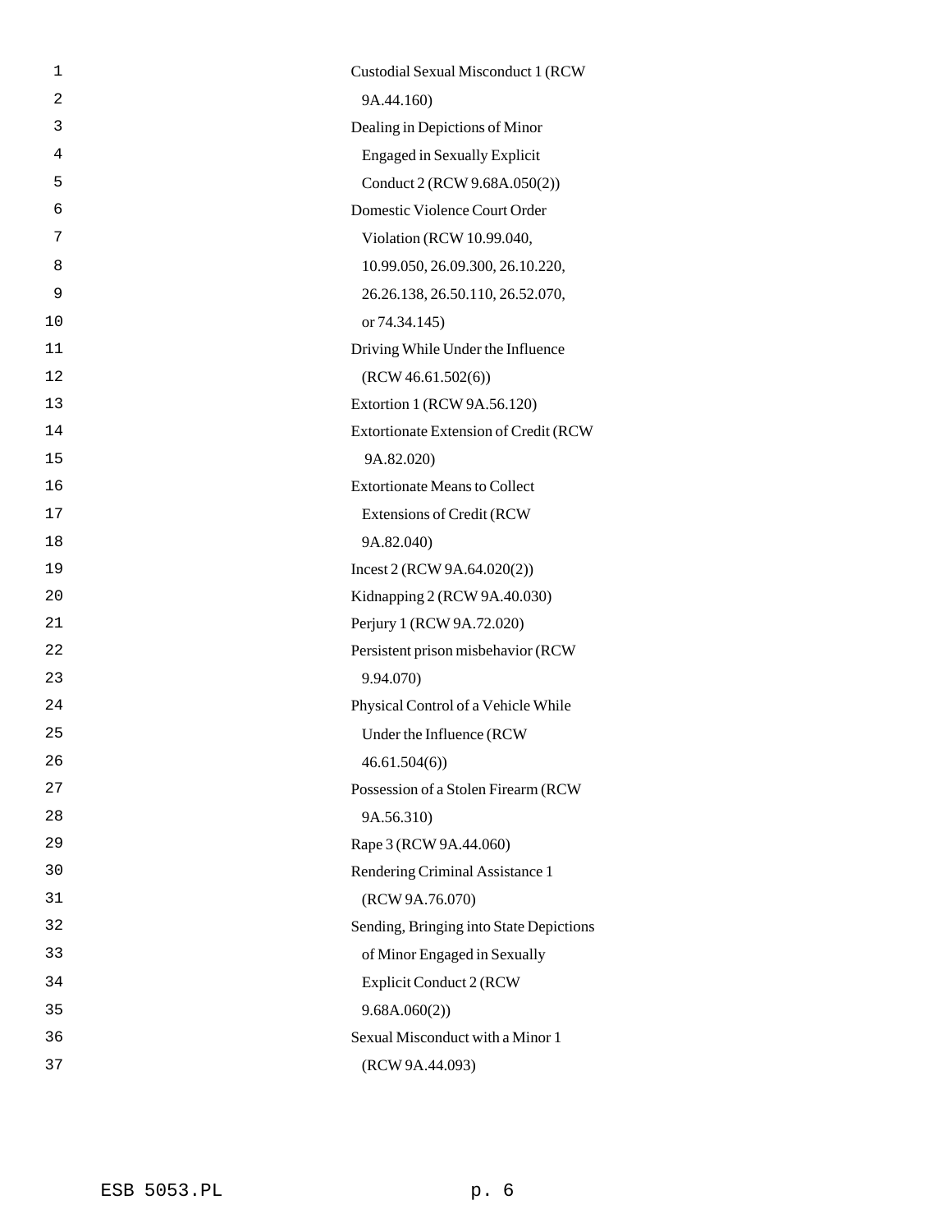Custodial Sexual Misconduct 1 (RCW 9A.44.160)

Dealing in Depictions of Minor Engaged in Sexually Explicit Conduct 2 (RCW 9.68A.050(2))

Domestic Violence Court Order Violation (RCW 10.99.040, 10.99.050, 26.09.300, 26.10.220, 26.26.138, 26.50.110, 26.52.070, or 74.34.145)

Driving While Under the Influence (RCW 46.61.502(6))

Extortion 1 (RCW 9A.56.120)

Extortionate Extension of Credit (RCW 9A.82.020)

Extortionate Means to Collect Extensions of Credit (RCW 9A.82.040)

Incest 2 (RCW 9A.64.020(2))

Kidnapping 2 (RCW 9A.40.030)

Perjury 1 (RCW 9A.72.020)

Persistent prison misbehavior (RCW 9.94.070)

Physical Control of a Vehicle While Under the Influence (RCW 46.61.504(6))

Possession of a Stolen Firearm (RCW 9A.56.310)

Rape 3 (RCW 9A.44.060)

Rendering Criminal Assistance 1 (RCW 9A.76.070)

Sending, Bringing into State Depictions of Minor Engaged in Sexually Explicit Conduct 2 (RCW 9.68A.060(2))

Sexual Misconduct with a Minor 1 (RCW 9A.44.093)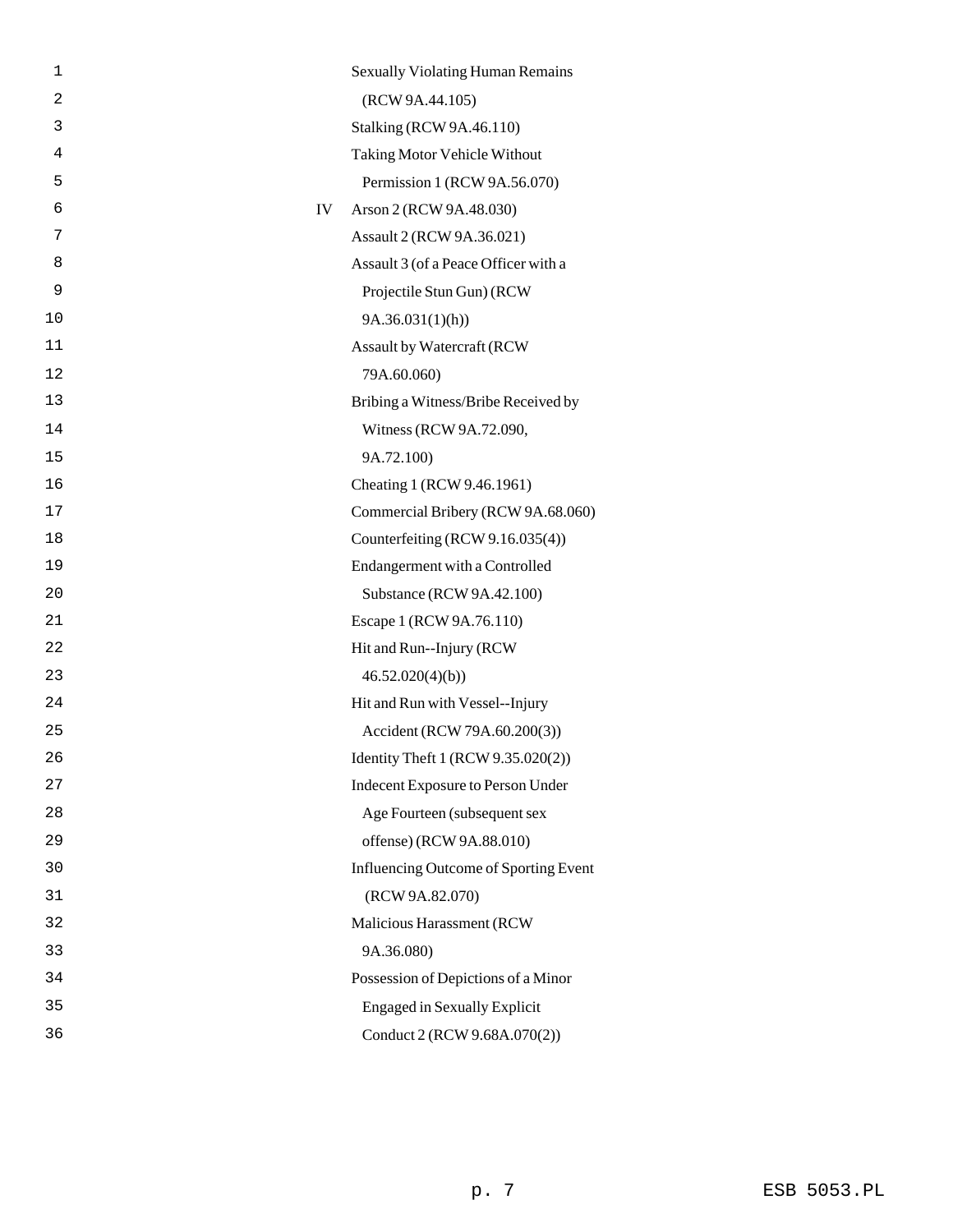| | |
|---|---|
| | Sexually Violating Human Remains (RCW 9A.44.105) |
| | Stalking (RCW 9A.46.110) |
| | Taking Motor Vehicle Without Permission 1 (RCW 9A.56.070) |
| IV | Arson 2 (RCW 9A.48.030) |
| | Assault 2 (RCW 9A.36.021) |
| | Assault 3 (of a Peace Officer with a Projectile Stun Gun) (RCW 9A.36.031(1)(h)) |
| | Assault by Watercraft (RCW 79A.60.060) |
| | Bribing a Witness/Bribe Received by Witness (RCW 9A.72.090, 9A.72.100) |
| | Cheating 1 (RCW 9.46.1961) |
| | Commercial Bribery (RCW 9A.68.060) |
| | Counterfeiting (RCW 9.16.035(4)) |
| | Endangerment with a Controlled Substance (RCW 9A.42.100) |
| | Escape 1 (RCW 9A.76.110) |
| | Hit and Run--Injury (RCW 46.52.020(4)(b)) |
| | Hit and Run with Vessel--Injury Accident (RCW 79A.60.200(3)) |
| | Identity Theft 1 (RCW 9.35.020(2)) |
| | Indecent Exposure to Person Under Age Fourteen (subsequent sex offense) (RCW 9A.88.010) |
| | Influencing Outcome of Sporting Event (RCW 9A.82.070) |
| | Malicious Harassment (RCW 9A.36.080) |
| | Possession of Depictions of a Minor Engaged in Sexually Explicit Conduct 2 (RCW 9.68A.070(2)) |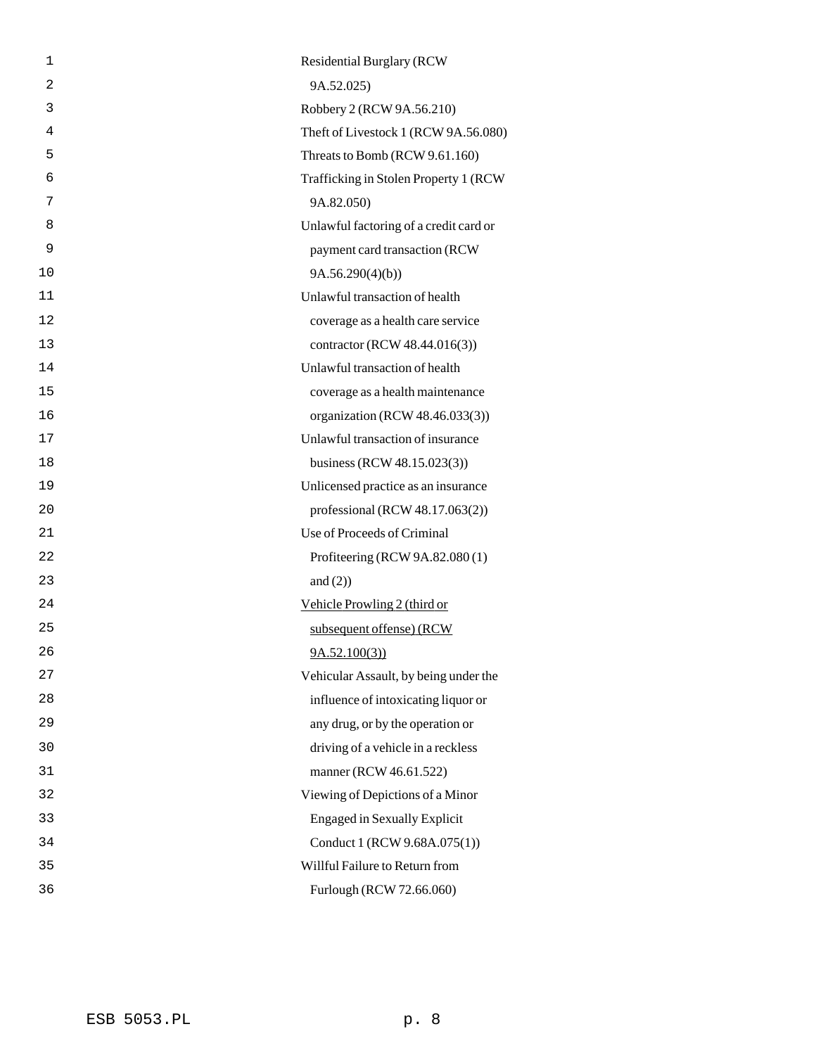Residential Burglary (RCW 9A.52.025)

Robbery 2 (RCW 9A.56.210)

Theft of Livestock 1 (RCW 9A.56.080)

Threats to Bomb (RCW 9.61.160)

Trafficking in Stolen Property 1 (RCW 9A.82.050)

Unlawful factoring of a credit card or payment card transaction (RCW 9A.56.290(4)(b))

Unlawful transaction of health coverage as a health care service contractor (RCW 48.44.016(3))

Unlawful transaction of health coverage as a health maintenance organization (RCW 48.46.033(3))

Unlawful transaction of insurance business (RCW 48.15.023(3))

Unlicensed practice as an insurance professional (RCW 48.17.063(2))

Use of Proceeds of Criminal Profiteering (RCW 9A.82.080 (1) and (2))

<u>Vehicle Prowling 2 (third or subsequent offense) (RCW 9A.52.100(3))</u>

Vehicular Assault, by being under the influence of intoxicating liquor or any drug, or by the operation or driving of a vehicle in a reckless manner (RCW 46.61.522)

Viewing of Depictions of a Minor Engaged in Sexually Explicit Conduct 1 (RCW 9.68A.075(1))

Willful Failure to Return from Furlough (RCW 72.66.060)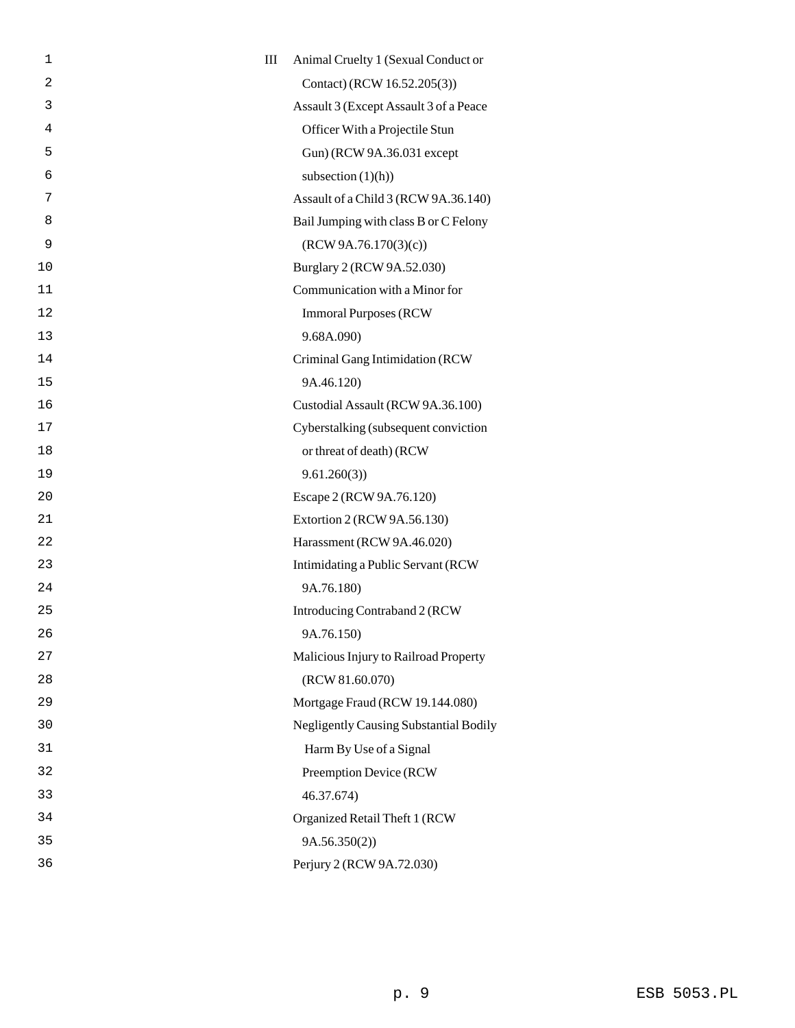| | |
|---|---|
| III | Animal Cruelty 1 (Sexual Conduct or Contact) (RCW 16.52.205(3)) |
| | Assault 3 (Except Assault 3 of a Peace Officer With a Projectile Stun Gun) (RCW 9A.36.031 except subsection (1)(h)) |
| | Assault of a Child 3 (RCW 9A.36.140) |
| | Bail Jumping with class B or C Felony (RCW 9A.76.170(3)(c)) |
| | Burglary 2 (RCW 9A.52.030) |
| | Communication with a Minor for Immoral Purposes (RCW 9.68A.090) |
| | Criminal Gang Intimidation (RCW 9A.46.120) |
| | Custodial Assault (RCW 9A.36.100) |
| | Cyberstalking (subsequent conviction or threat of death) (RCW 9.61.260(3)) |
| | Escape 2 (RCW 9A.76.120) |
| | Extortion 2 (RCW 9A.56.130) |
| | Harassment (RCW 9A.46.020) |
| | Intimidating a Public Servant (RCW 9A.76.180) |
| | Introducing Contraband 2 (RCW 9A.76.150) |
| | Malicious Injury to Railroad Property (RCW 81.60.070) |
| | Mortgage Fraud (RCW 19.144.080) |
| | Negligently Causing Substantial Bodily Harm By Use of a Signal Preemption Device (RCW 46.37.674) |
| | Organized Retail Theft 1 (RCW 9A.56.350(2)) |
| | Perjury 2 (RCW 9A.72.030) |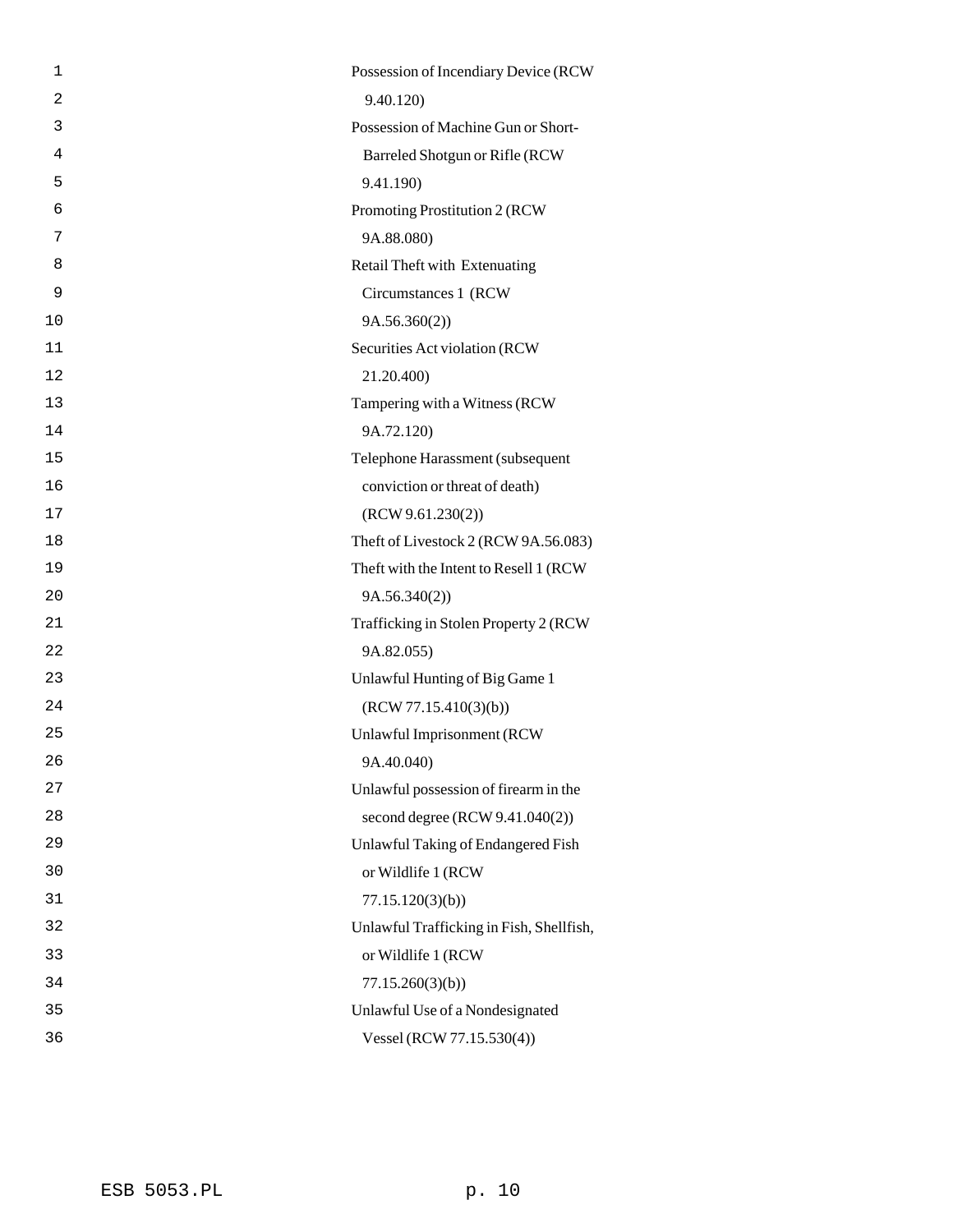Possession of Incendiary Device (RCW 9.40.120)

Possession of Machine Gun or Short-Barreled Shotgun or Rifle (RCW 9.41.190)

Promoting Prostitution 2 (RCW 9A.88.080)

Retail Theft with Extenuating Circumstances 1 (RCW 9A.56.360(2))

Securities Act violation (RCW 21.20.400)

Tampering with a Witness (RCW 9A.72.120)

Telephone Harassment (subsequent conviction or threat of death) (RCW 9.61.230(2))

Theft of Livestock 2 (RCW 9A.56.083)

Theft with the Intent to Resell 1 (RCW 9A.56.340(2))

Trafficking in Stolen Property 2 (RCW 9A.82.055)

Unlawful Hunting of Big Game 1 (RCW 77.15.410(3)(b))

Unlawful Imprisonment (RCW 9A.40.040)

Unlawful possession of firearm in the second degree (RCW 9.41.040(2))

Unlawful Taking of Endangered Fish or Wildlife 1 (RCW 77.15.120(3)(b))

Unlawful Trafficking in Fish, Shellfish, or Wildlife 1 (RCW 77.15.260(3)(b))

Unlawful Use of a Nondesignated Vessel (RCW 77.15.530(4))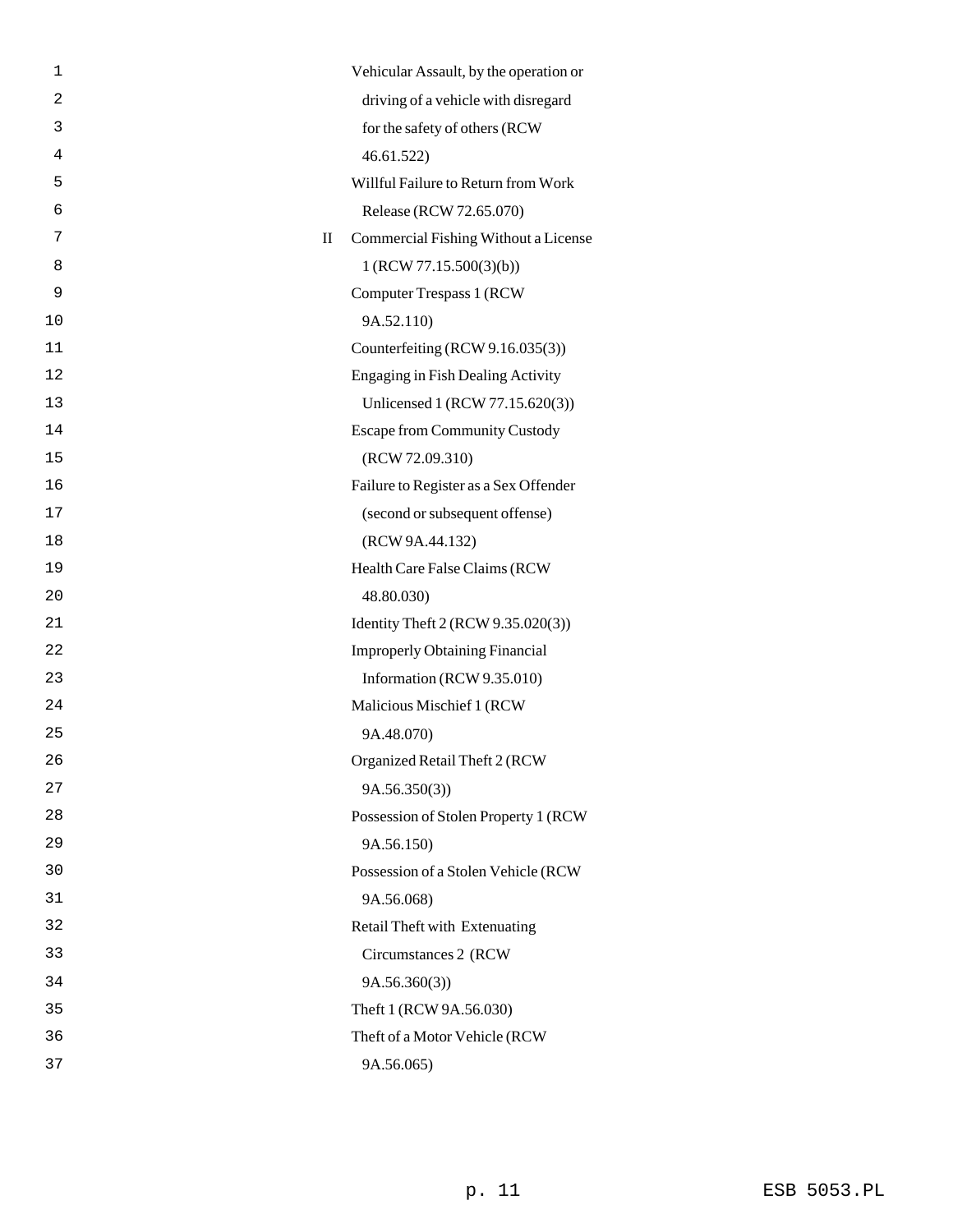| | |
|---|---|
| | Vehicular Assault, by the operation or driving of a vehicle with disregard for the safety of others (RCW 46.61.522) |
| | Willful Failure to Return from Work Release (RCW 72.65.070) |
| II | Commercial Fishing Without a License 1 (RCW 77.15.500(3)(b)) |
| | Computer Trespass 1 (RCW 9A.52.110) |
| | Counterfeiting (RCW 9.16.035(3)) |
| | Engaging in Fish Dealing Activity Unlicensed 1 (RCW 77.15.620(3)) |
| | Escape from Community Custody (RCW 72.09.310) |
| | Failure to Register as a Sex Offender (second or subsequent offense) (RCW 9A.44.132) |
| | Health Care False Claims (RCW 48.80.030) |
| | Identity Theft 2 (RCW 9.35.020(3)) |
| | Improperly Obtaining Financial Information (RCW 9.35.010) |
| | Malicious Mischief 1 (RCW 9A.48.070) |
| | Organized Retail Theft 2 (RCW 9A.56.350(3)) |
| | Possession of Stolen Property 1 (RCW 9A.56.150) |
| | Possession of a Stolen Vehicle (RCW 9A.56.068) |
| | Retail Theft with Extenuating Circumstances 2 (RCW 9A.56.360(3)) |
| | Theft 1 (RCW 9A.56.030) |
| | Theft of a Motor Vehicle (RCW 9A.56.065) |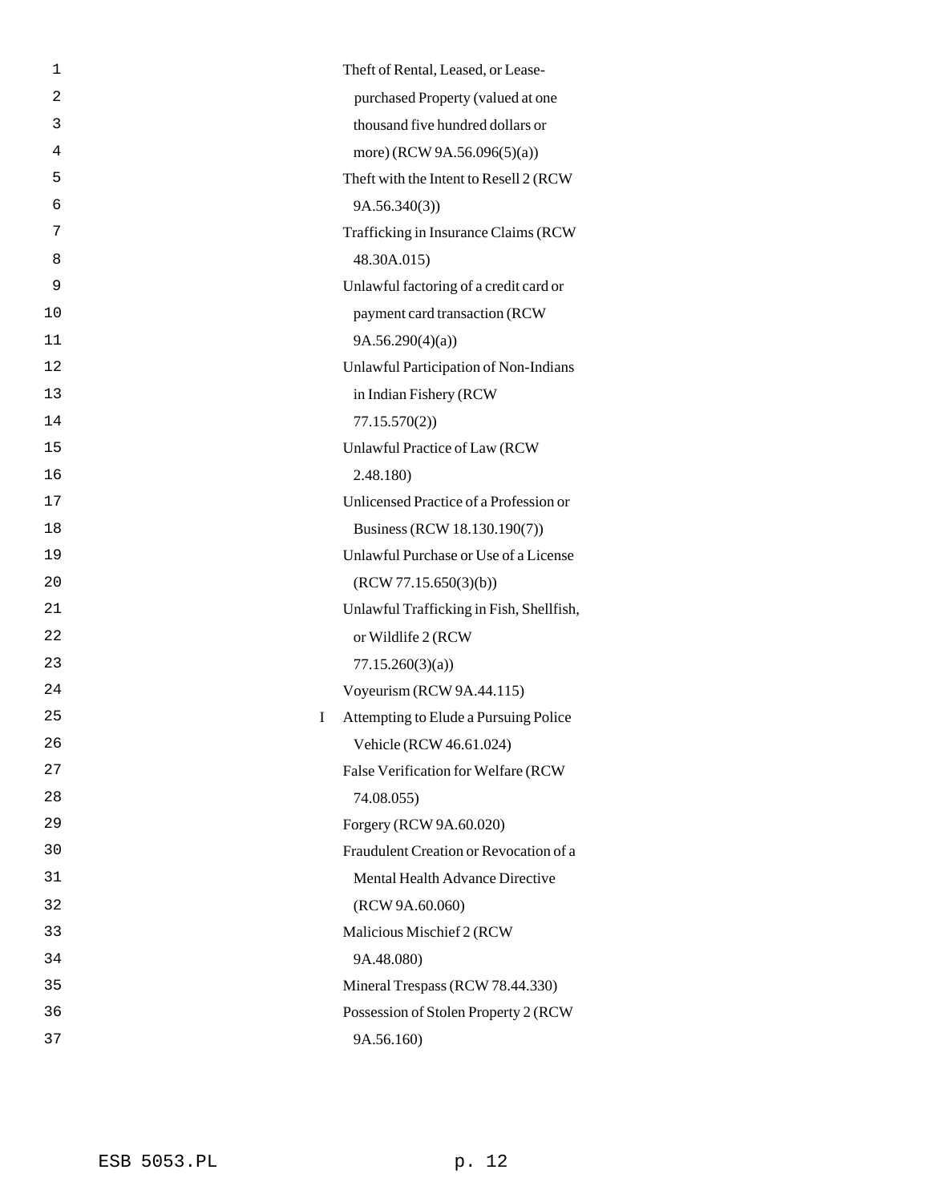| | |
|---|---|
| | Theft of Rental, Leased, or Lease-purchased Property (valued at one thousand five hundred dollars or more) (RCW 9A.56.096(5)(a)) |
| | Theft with the Intent to Resell 2 (RCW 9A.56.340(3)) |
| | Trafficking in Insurance Claims (RCW 48.30A.015) |
| | Unlawful factoring of a credit card or payment card transaction (RCW 9A.56.290(4)(a)) |
| | Unlawful Participation of Non-Indians in Indian Fishery (RCW 77.15.570(2)) |
| | Unlawful Practice of Law (RCW 2.48.180) |
| | Unlicensed Practice of a Profession or Business (RCW 18.130.190(7)) |
| | Unlawful Purchase or Use of a License (RCW 77.15.650(3)(b)) |
| | Unlawful Trafficking in Fish, Shellfish, or Wildlife 2 (RCW 77.15.260(3)(a)) |
| | Voyeurism (RCW 9A.44.115) |
| I | Attempting to Elude a Pursuing Police Vehicle (RCW 46.61.024) |
| | False Verification for Welfare (RCW 74.08.055) |
| | Forgery (RCW 9A.60.020) |
| | Fraudulent Creation or Revocation of a Mental Health Advance Directive (RCW 9A.60.060) |
| | Malicious Mischief 2 (RCW 9A.48.080) |
| | Mineral Trespass (RCW 78.44.330) |
| | Possession of Stolen Property 2 (RCW 9A.56.160) |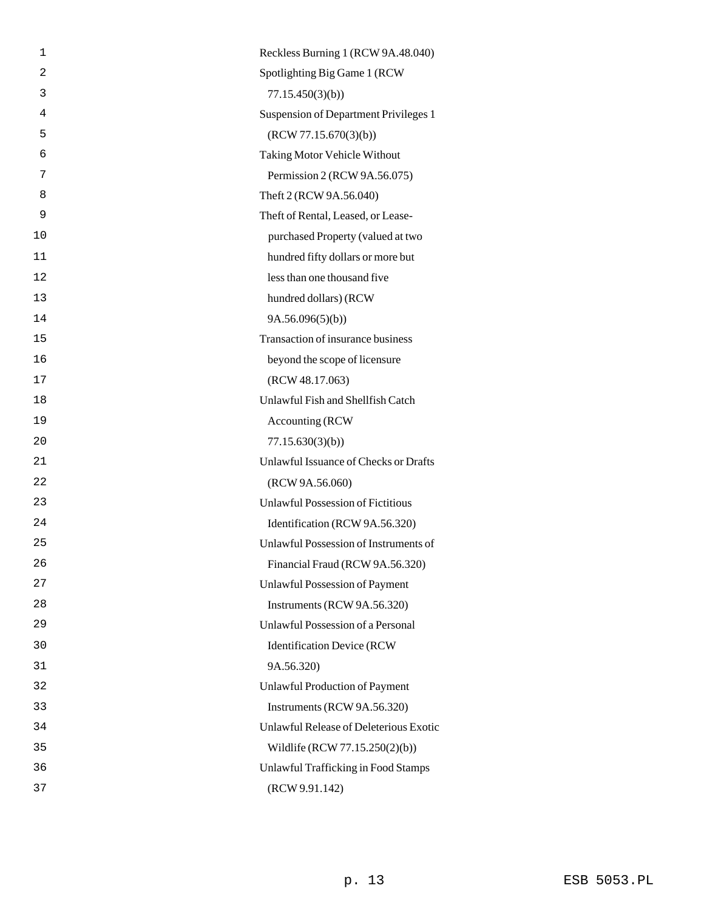Reckless Burning 1 (RCW 9A.48.040)

Spotlighting Big Game 1 (RCW 77.15.450(3)(b))

Suspension of Department Privileges 1 (RCW 77.15.670(3)(b))

Taking Motor Vehicle Without Permission 2 (RCW 9A.56.075)

Theft 2 (RCW 9A.56.040)

Theft of Rental, Leased, or Lease-purchased Property (valued at two hundred fifty dollars or more but less than one thousand five hundred dollars) (RCW 9A.56.096(5)(b))

Transaction of insurance business beyond the scope of licensure (RCW 48.17.063)

Unlawful Fish and Shellfish Catch Accounting (RCW 77.15.630(3)(b))

Unlawful Issuance of Checks or Drafts (RCW 9A.56.060)

Unlawful Possession of Fictitious Identification (RCW 9A.56.320)

Unlawful Possession of Instruments of Financial Fraud (RCW 9A.56.320)

Unlawful Possession of Payment Instruments (RCW 9A.56.320)

Unlawful Possession of a Personal Identification Device (RCW 9A.56.320)

Unlawful Production of Payment Instruments (RCW 9A.56.320)

Unlawful Release of Deleterious Exotic Wildlife (RCW 77.15.250(2)(b))

Unlawful Trafficking in Food Stamps (RCW 9.91.142)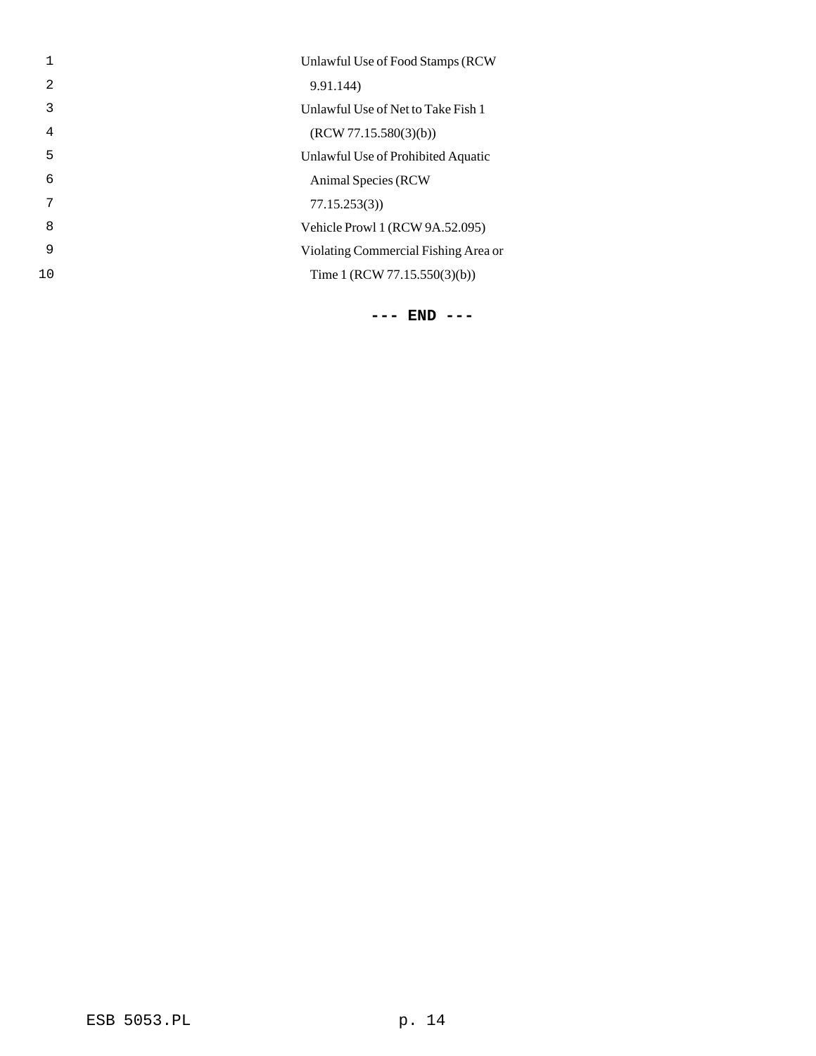Unlawful Use of Food Stamps (RCW 9.91.144)

Unlawful Use of Net to Take Fish 1 (RCW 77.15.580(3)(b))

Unlawful Use of Prohibited Aquatic Animal Species (RCW 77.15.253(3))

Vehicle Prowl 1 (RCW 9A.52.095)

Violating Commercial Fishing Area or Time 1 (RCW 77.15.550(3)(b))

**--- END ---**